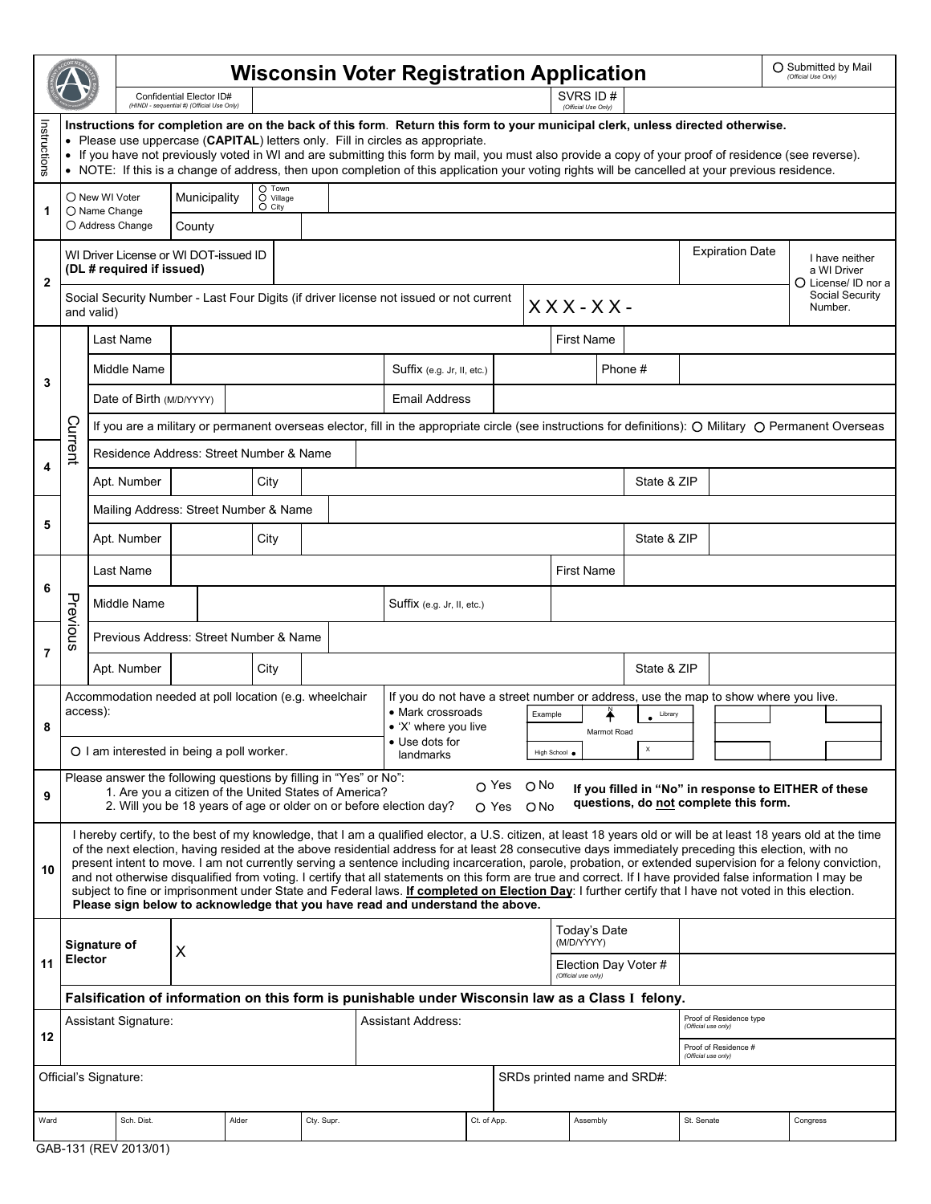# Wisconsin Voter Registration Application

○ Submitted by Mail *(Official Use Only)*

Confidential Elector ID# *(HINDI - sequential #) (Official Use Only)*

SVRS ID # *(Official Use Only)*

**Instructions**

**Instructions for completion are on the back of this form. Return this form to your municipal clerk, unless directed otherwise.**

- Please use uppercase (**CAPITAL**) letters only. Fill in circles as appropriate.
- If you have not previously voted in WI and are submitting this form by mail, you must also provide a copy of your proof of residence (see reverse).
- NOTE: If this is a change of address, then upon completion of this application your voting rights will be cancelled at your previous residence.

**1**

| | | | |
|---|---|---|---|
| ○ New WI Voter ○ Name Change ○ Address Change | Municipality | ○ Town ○ Village ○ City | |
| | County | | |

**2**

| | | | |
|---|---|---|---|
| WI Driver License or WI DOT-issued ID **(DL # required if issued)** | | Expiration Date | ○ I have neither a WI Driver License/ ID nor a Social Security Number. |
| Social Security Number - Last Four Digits (if driver license not issued or not current and valid) | XXX-XX- | | |

**Current**

**3**

| | | | | | |
|---|---|---|---|---|---|
| Last Name | | First Name | | | |
| Middle Name | | Suffix (e.g. Jr, II, etc.) | | Phone # | |
| Date of Birth (M/D/YYYY) | | Email Address | | | |

If you are a military or permanent overseas elector, fill in the appropriate circle (see instructions for definitions): ○ Military ○ Permanent Overseas

**4**

| | | | | | |
|---|---|---|---|---|---|
| Residence Address: Street Number & Name | | | | | |
| Apt. Number | | City | | State & ZIP | |

**5**

| | | | | | |
|---|---|---|---|---|---|
| Mailing Address: Street Number & Name | | | | | |
| Apt. Number | | City | | State & ZIP | |

**Previous**

**6**

| | | | |
|---|---|---|---|
| Last Name | | First Name | |
| Middle Name | | Suffix (e.g. Jr, II, etc.) | |

**7**

| | | | | | |
|---|---|---|---|---|---|
| Previous Address: Street Number & Name | | | | | |
| Apt. Number | | City | | State & ZIP | |

**8**

Accommodation needed at poll location (e.g. wheelchair access):

○ I am interested in being a poll worker.

If you do not have a street number or address, use the map to show where you live.

- Mark crossroads
- 'X' where you live
- Use dots for landmarks

Example: N, Library, Marmot Road, High School, X

**9**

Please answer the following questions by filling in "Yes" or "No":

1. Are you a citizen of the United States of America? ○ Yes ○ No
2. Will you be 18 years of age or older on or before election day? ○ Yes ○ No

**If you filled in "No" in response to EITHER of these questions, do not complete this form.**

**10**

I hereby certify, to the best of my knowledge, that I am a qualified elector, a U.S. citizen, at least 18 years old or will be at least 18 years old at the time of the next election, having resided at the above residential address for at least 28 consecutive days immediately preceding this election, with no present intent to move. I am not currently serving a sentence including incarceration, parole, probation, or extended supervision for a felony conviction, and not otherwise disqualified from voting. I certify that all statements on this form are true and correct. If I have provided false information I may be subject to fine or imprisonment under State and Federal laws. **If completed on Election Day**: I further certify that I have not voted in this election. **Please sign below to acknowledge that you have read and understand the above.**

**11**

| | | | |
|---|---|---|---|
| **Signature of Elector** | X | Today's Date (M/D/YYYY) | |
| | | Election Day Voter # *(Official use only)* | |

**Falsification of information on this form is punishable under Wisconsin law as a Class I felony.**

**12**

| | | |
|---|---|---|
| Assistant Signature: | Assistant Address: | Proof of Residence type *(Official use only)* |
| | | Proof of Residence # *(Official use only)* |

| | |
|---|---|
| Official's Signature: | SRDs printed name and SRD#: |

| Ward | Sch. Dist. | Alder | Cty. Supr. | Ct. of App. | Assembly | St. Senate | Congress |
|---|---|---|---|---|---|---|---|
| | | | | | | | |

GAB-131 (REV 2013/01)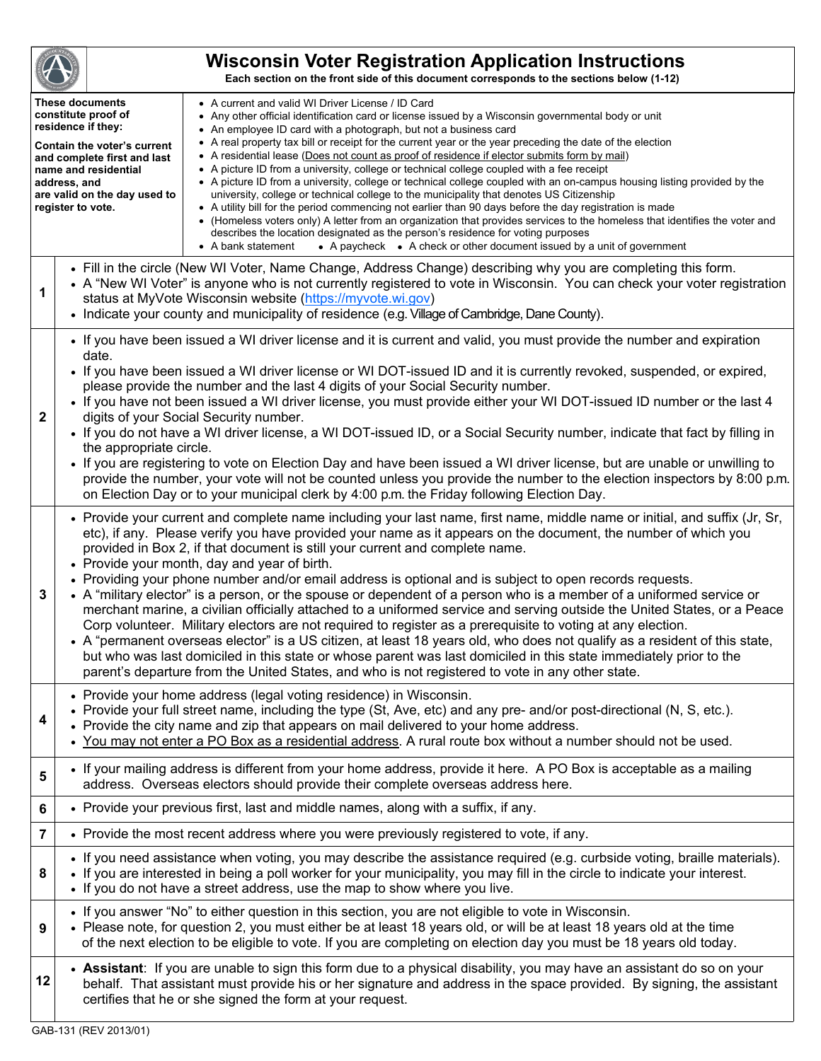# Wisconsin Voter Registration Application Instructions

**Each section on the front side of this document corresponds to the sections below (1-12)**

| | |
|---|---|
| **These documents constitute proof of residence if they:**<br><br>**Contain the voter's current and complete first and last name and residential address, and are valid on the day used to register to vote.** | • A current and valid WI Driver License / ID Card<br>• Any other official identification card or license issued by a Wisconsin governmental body or unit<br>• An employee ID card with a photograph, but not a business card<br>• A real property tax bill or receipt for the current year or the year preceding the date of the election<br>• A residential lease (Does not count as proof of residence if elector submits form by mail)<br>• A picture ID from a university, college or technical college coupled with a fee receipt<br>• A picture ID from a university, college or technical college coupled with an on-campus housing listing provided by the university, college or technical college to the municipality that denotes US Citizenship<br>• A utility bill for the period commencing not earlier than 90 days before the day registration is made<br>• (Homeless voters only) A letter from an organization that provides services to the homeless that identifies the voter and describes the location designated as the person's residence for voting purposes<br>• A bank statement • A paycheck • A check or other document issued by a unit of government |
| **1** | • Fill in the circle (New WI Voter, Name Change, Address Change) describing why you are completing this form.<br>• A "New WI Voter" is anyone who is not currently registered to vote in Wisconsin. You can check your voter registration status at MyVote Wisconsin website (https://myvote.wi.gov)<br>• Indicate your county and municipality of residence (e.g. Village of Cambridge, Dane County). |
| **2** | • If you have been issued a WI driver license and it is current and valid, you must provide the number and expiration date.<br>• If you have been issued a WI driver license or WI DOT-issued ID and it is currently revoked, suspended, or expired, please provide the number and the last 4 digits of your Social Security number.<br>• If you have not been issued a WI driver license, you must provide either your WI DOT-issued ID number or the last 4 digits of your Social Security number.<br>• If you do not have a WI driver license, a WI DOT-issued ID, or a Social Security number, indicate that fact by filling in the appropriate circle.<br>• If you are registering to vote on Election Day and have been issued a WI driver license, but are unable or unwilling to provide the number, your vote will not be counted unless you provide the number to the election inspectors by 8:00 p.m. on Election Day or to your municipal clerk by 4:00 p.m. the Friday following Election Day. |
| **3** | • Provide your current and complete name including your last name, first name, middle name or initial, and suffix (Jr, Sr, etc), if any. Please verify you have provided your name as it appears on the document, the number of which you provided in Box 2, if that document is still your current and complete name.<br>• Provide your month, day and year of birth.<br>• Providing your phone number and/or email address is optional and is subject to open records requests.<br>• A "military elector" is a person, or the spouse or dependent of a person who is a member of a uniformed service or merchant marine, a civilian officially attached to a uniformed service and serving outside the United States, or a Peace Corp volunteer. Military electors are not required to register as a prerequisite to voting at any election.<br>• A "permanent overseas elector" is a US citizen, at least 18 years old, who does not qualify as a resident of this state, but who was last domiciled in this state or whose parent was last domiciled in this state immediately prior to the parent's departure from the United States, and who is not registered to vote in any other state. |
| **4** | • Provide your home address (legal voting residence) in Wisconsin.<br>• Provide your full street name, including the type (St, Ave, etc) and any pre- and/or post-directional (N, S, etc.).<br>• Provide the city name and zip that appears on mail delivered to your home address.<br>• You may not enter a PO Box as a residential address. A rural route box without a number should not be used. |
| **5** | • If your mailing address is different from your home address, provide it here. A PO Box is acceptable as a mailing address. Overseas electors should provide their complete overseas address here. |
| **6** | • Provide your previous first, last and middle names, along with a suffix, if any. |
| **7** | • Provide the most recent address where you were previously registered to vote, if any. |
| **8** | • If you need assistance when voting, you may describe the assistance required (e.g. curbside voting, braille materials).<br>• If you are interested in being a poll worker for your municipality, you may fill in the circle to indicate your interest.<br>• If you do not have a street address, use the map to show where you live. |
| **9** | • If you answer "No" to either question in this section, you are not eligible to vote in Wisconsin.<br>• Please note, for question 2, you must either be at least 18 years old, or will be at least 18 years old at the time of the next election to be eligible to vote. If you are completing on election day you must be 18 years old today. |
| **12** | • **Assistant**: If you are unable to sign this form due to a physical disability, you may have an assistant do so on your behalf. That assistant must provide his or her signature and address in the space provided. By signing, the assistant certifies that he or she signed the form at your request. |

GAB-131 (REV 2013/01)